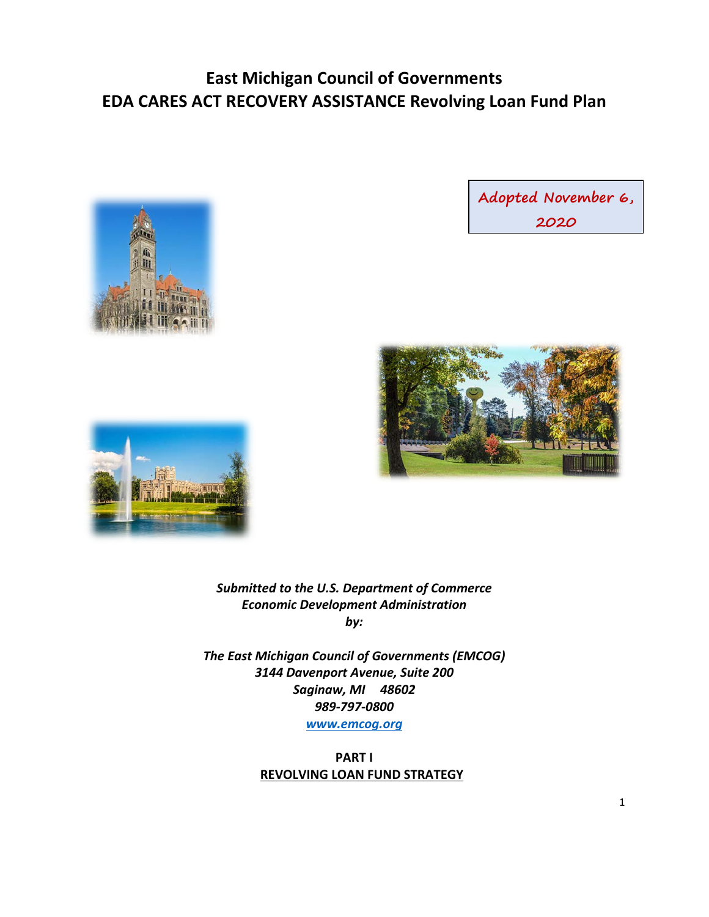# East Michigan Council of Governments
# EDA CARES ACT RECOVERY ASSISTANCE Revolving Loan Fund Plan

Adopted November 6, 2020

***Submitted to the U.S. Department of Commerce***
***Economic Development Administration***
***by:***

***The East Michigan Council of Governments (EMCOG)***
***3144 Davenport Avenue, Suite 200***
***Saginaw, MI 48602***
***989-797-0800***
***www.emcog.org***

**PART I**
**REVOLVING LOAN FUND STRATEGY**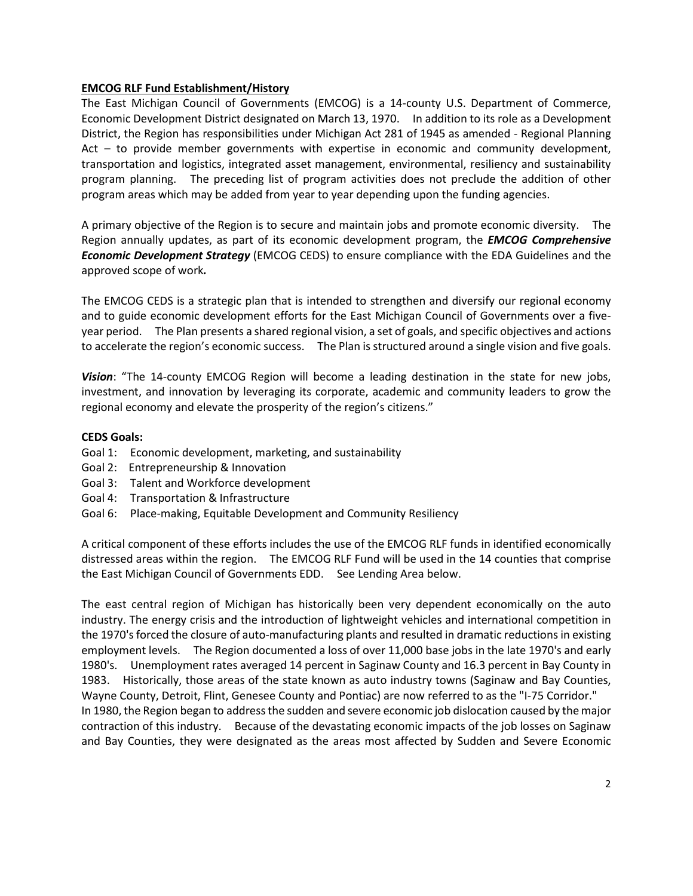**EMCOG RLF Fund Establishment/History**

The East Michigan Council of Governments (EMCOG) is a 14-county U.S. Department of Commerce, Economic Development District designated on March 13, 1970. In addition to its role as a Development District, the Region has responsibilities under Michigan Act 281 of 1945 as amended - Regional Planning Act – to provide member governments with expertise in economic and community development, transportation and logistics, integrated asset management, environmental, resiliency and sustainability program planning. The preceding list of program activities does not preclude the addition of other program areas which may be added from year to year depending upon the funding agencies.

A primary objective of the Region is to secure and maintain jobs and promote economic diversity. The Region annually updates, as part of its economic development program, the ***EMCOG Comprehensive Economic Development Strategy*** (EMCOG CEDS) to ensure compliance with the EDA Guidelines and the approved scope of work**.**

The EMCOG CEDS is a strategic plan that is intended to strengthen and diversify our regional economy and to guide economic development efforts for the East Michigan Council of Governments over a five-year period. The Plan presents a shared regional vision, a set of goals, and specific objectives and actions to accelerate the region's economic success. The Plan is structured around a single vision and five goals.

***Vision***: "The 14-county EMCOG Region will become a leading destination in the state for new jobs, investment, and innovation by leveraging its corporate, academic and community leaders to grow the regional economy and elevate the prosperity of the region's citizens."

**CEDS Goals:**

Goal 1: Economic development, marketing, and sustainability
Goal 2: Entrepreneurship & Innovation
Goal 3: Talent and Workforce development
Goal 4: Transportation & Infrastructure
Goal 6: Place-making, Equitable Development and Community Resiliency

A critical component of these efforts includes the use of the EMCOG RLF funds in identified economically distressed areas within the region. The EMCOG RLF Fund will be used in the 14 counties that comprise the East Michigan Council of Governments EDD. See Lending Area below.

The east central region of Michigan has historically been very dependent economically on the auto industry. The energy crisis and the introduction of lightweight vehicles and international competition in the 1970's forced the closure of auto-manufacturing plants and resulted in dramatic reductions in existing employment levels. The Region documented a loss of over 11,000 base jobs in the late 1970's and early 1980's. Unemployment rates averaged 14 percent in Saginaw County and 16.3 percent in Bay County in 1983. Historically, those areas of the state known as auto industry towns (Saginaw and Bay Counties, Wayne County, Detroit, Flint, Genesee County and Pontiac) are now referred to as the "I-75 Corridor."
In 1980, the Region began to address the sudden and severe economic job dislocation caused by the major contraction of this industry. Because of the devastating economic impacts of the job losses on Saginaw and Bay Counties, they were designated as the areas most affected by Sudden and Severe Economic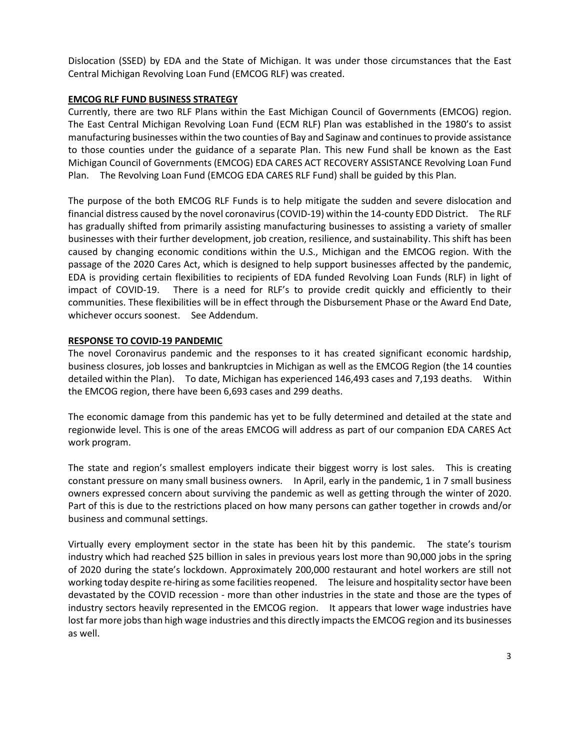Dislocation (SSED) by EDA and the State of Michigan. It was under those circumstances that the East Central Michigan Revolving Loan Fund (EMCOG RLF) was created.

## EMCOG RLF FUND BUSINESS STRATEGY

Currently, there are two RLF Plans within the East Michigan Council of Governments (EMCOG) region. The East Central Michigan Revolving Loan Fund (ECM RLF) Plan was established in the 1980's to assist manufacturing businesses within the two counties of Bay and Saginaw and continues to provide assistance to those counties under the guidance of a separate Plan. This new Fund shall be known as the East Michigan Council of Governments (EMCOG) EDA CARES ACT RECOVERY ASSISTANCE Revolving Loan Fund Plan. The Revolving Loan Fund (EMCOG EDA CARES RLF Fund) shall be guided by this Plan.

The purpose of the both EMCOG RLF Funds is to help mitigate the sudden and severe dislocation and financial distress caused by the novel coronavirus (COVID-19) within the 14-county EDD District. The RLF has gradually shifted from primarily assisting manufacturing businesses to assisting a variety of smaller businesses with their further development, job creation, resilience, and sustainability. This shift has been caused by changing economic conditions within the U.S., Michigan and the EMCOG region. With the passage of the 2020 Cares Act, which is designed to help support businesses affected by the pandemic, EDA is providing certain flexibilities to recipients of EDA funded Revolving Loan Funds (RLF) in light of impact of COVID-19. There is a need for RLF's to provide credit quickly and efficiently to their communities. These flexibilities will be in effect through the Disbursement Phase or the Award End Date, whichever occurs soonest. See Addendum.

## RESPONSE TO COVID-19 PANDEMIC

The novel Coronavirus pandemic and the responses to it has created significant economic hardship, business closures, job losses and bankruptcies in Michigan as well as the EMCOG Region (the 14 counties detailed within the Plan). To date, Michigan has experienced 146,493 cases and 7,193 deaths. Within the EMCOG region, there have been 6,693 cases and 299 deaths.

The economic damage from this pandemic has yet to be fully determined and detailed at the state and regionwide level. This is one of the areas EMCOG will address as part of our companion EDA CARES Act work program.

The state and region's smallest employers indicate their biggest worry is lost sales. This is creating constant pressure on many small business owners. In April, early in the pandemic, 1 in 7 small business owners expressed concern about surviving the pandemic as well as getting through the winter of 2020. Part of this is due to the restrictions placed on how many persons can gather together in crowds and/or business and communal settings.

Virtually every employment sector in the state has been hit by this pandemic. The state's tourism industry which had reached $25 billion in sales in previous years lost more than 90,000 jobs in the spring of 2020 during the state's lockdown. Approximately 200,000 restaurant and hotel workers are still not working today despite re-hiring as some facilities reopened. The leisure and hospitality sector have been devastated by the COVID recession - more than other industries in the state and those are the types of industry sectors heavily represented in the EMCOG region. It appears that lower wage industries have lost far more jobs than high wage industries and this directly impacts the EMCOG region and its businesses as well.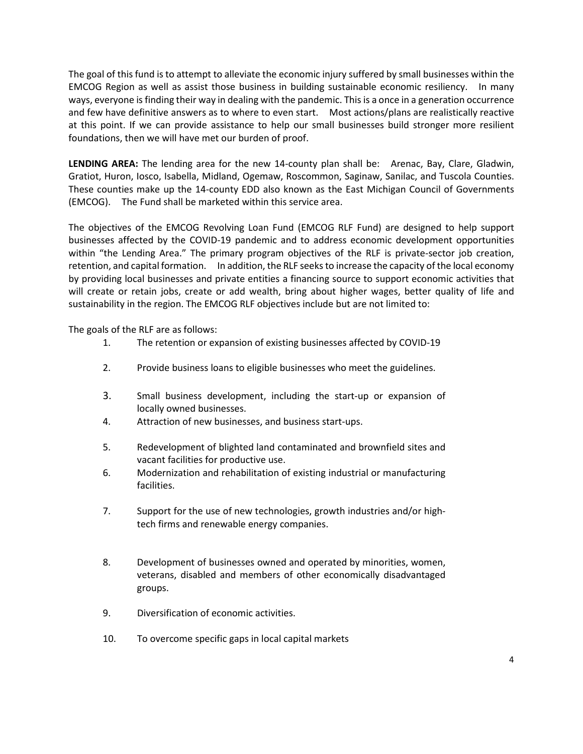The goal of this fund is to attempt to alleviate the economic injury suffered by small businesses within the EMCOG Region as well as assist those business in building sustainable economic resiliency. In many ways, everyone is finding their way in dealing with the pandemic. This is a once in a generation occurrence and few have definitive answers as to where to even start. Most actions/plans are realistically reactive at this point. If we can provide assistance to help our small businesses build stronger more resilient foundations, then we will have met our burden of proof.

**LENDING AREA:** The lending area for the new 14-county plan shall be: Arenac, Bay, Clare, Gladwin, Gratiot, Huron, Iosco, Isabella, Midland, Ogemaw, Roscommon, Saginaw, Sanilac, and Tuscola Counties. These counties make up the 14-county EDD also known as the East Michigan Council of Governments (EMCOG). The Fund shall be marketed within this service area.

The objectives of the EMCOG Revolving Loan Fund (EMCOG RLF Fund) are designed to help support businesses affected by the COVID-19 pandemic and to address economic development opportunities within "the Lending Area." The primary program objectives of the RLF is private-sector job creation, retention, and capital formation. In addition, the RLF seeks to increase the capacity of the local economy by providing local businesses and private entities a financing source to support economic activities that will create or retain jobs, create or add wealth, bring about higher wages, better quality of life and sustainability in the region. The EMCOG RLF objectives include but are not limited to:

The goals of the RLF are as follows:

1. The retention or expansion of existing businesses affected by COVID-19
2. Provide business loans to eligible businesses who meet the guidelines.
3. Small business development, including the start-up or expansion of locally owned businesses.
4. Attraction of new businesses, and business start-ups.
5. Redevelopment of blighted land contaminated and brownfield sites and vacant facilities for productive use.
6. Modernization and rehabilitation of existing industrial or manufacturing facilities.
7. Support for the use of new technologies, growth industries and/or high-tech firms and renewable energy companies.
8. Development of businesses owned and operated by minorities, women, veterans, disabled and members of other economically disadvantaged groups.
9. Diversification of economic activities.
10. To overcome specific gaps in local capital markets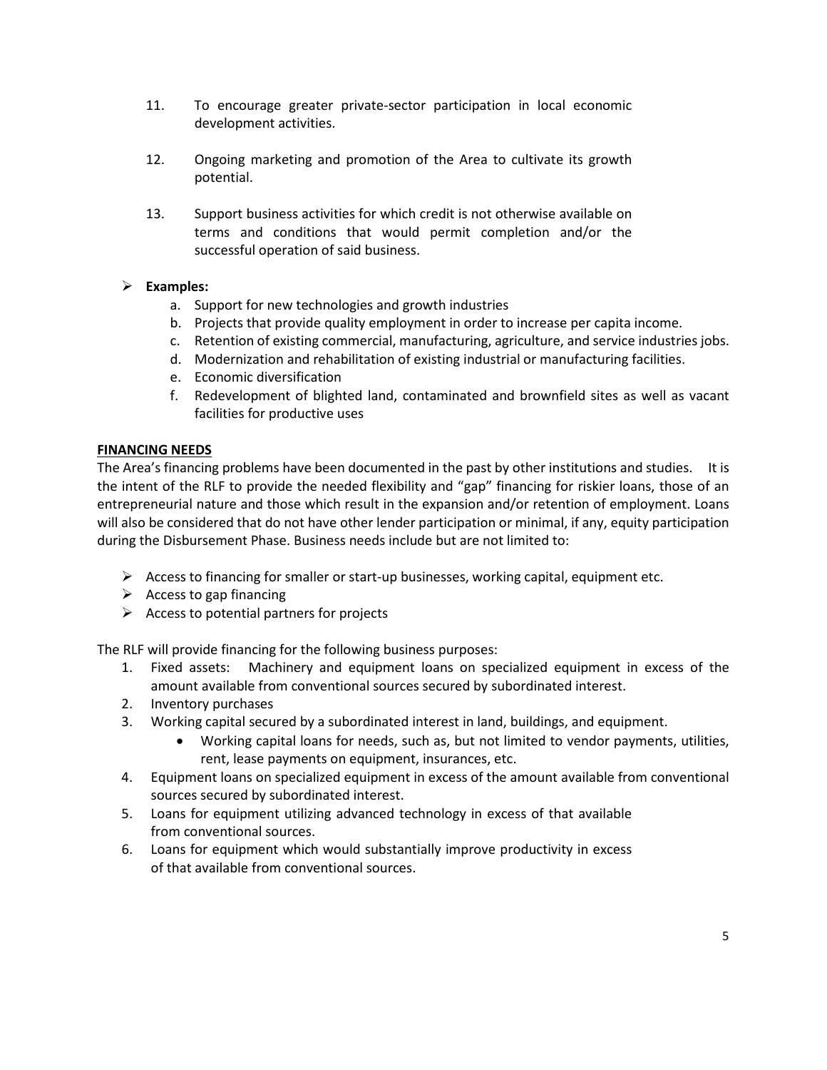11. To encourage greater private-sector participation in local economic development activities.

12. Ongoing marketing and promotion of the Area to cultivate its growth potential.

13. Support business activities for which credit is not otherwise available on terms and conditions that would permit completion and/or the successful operation of said business.

- **Examples:**
    a. Support for new technologies and growth industries
    b. Projects that provide quality employment in order to increase per capita income.
    c. Retention of existing commercial, manufacturing, agriculture, and service industries jobs.
    d. Modernization and rehabilitation of existing industrial or manufacturing facilities.
    e. Economic diversification
    f. Redevelopment of blighted land, contaminated and brownfield sites as well as vacant facilities for productive uses

**FINANCING NEEDS**

The Area's financing problems have been documented in the past by other institutions and studies. It is the intent of the RLF to provide the needed flexibility and "gap" financing for riskier loans, those of an entrepreneurial nature and those which result in the expansion and/or retention of employment. Loans will also be considered that do not have other lender participation or minimal, if any, equity participation during the Disbursement Phase. Business needs include but are not limited to:

- Access to financing for smaller or start-up businesses, working capital, equipment etc.
- Access to gap financing
- Access to potential partners for projects

The RLF will provide financing for the following business purposes:

1. Fixed assets: Machinery and equipment loans on specialized equipment in excess of the amount available from conventional sources secured by subordinated interest.
2. Inventory purchases
3. Working capital secured by a subordinated interest in land, buildings, and equipment.
    - Working capital loans for needs, such as, but not limited to vendor payments, utilities, rent, lease payments on equipment, insurances, etc.
4. Equipment loans on specialized equipment in excess of the amount available from conventional sources secured by subordinated interest.
5. Loans for equipment utilizing advanced technology in excess of that available from conventional sources.
6. Loans for equipment which would substantially improve productivity in excess of that available from conventional sources.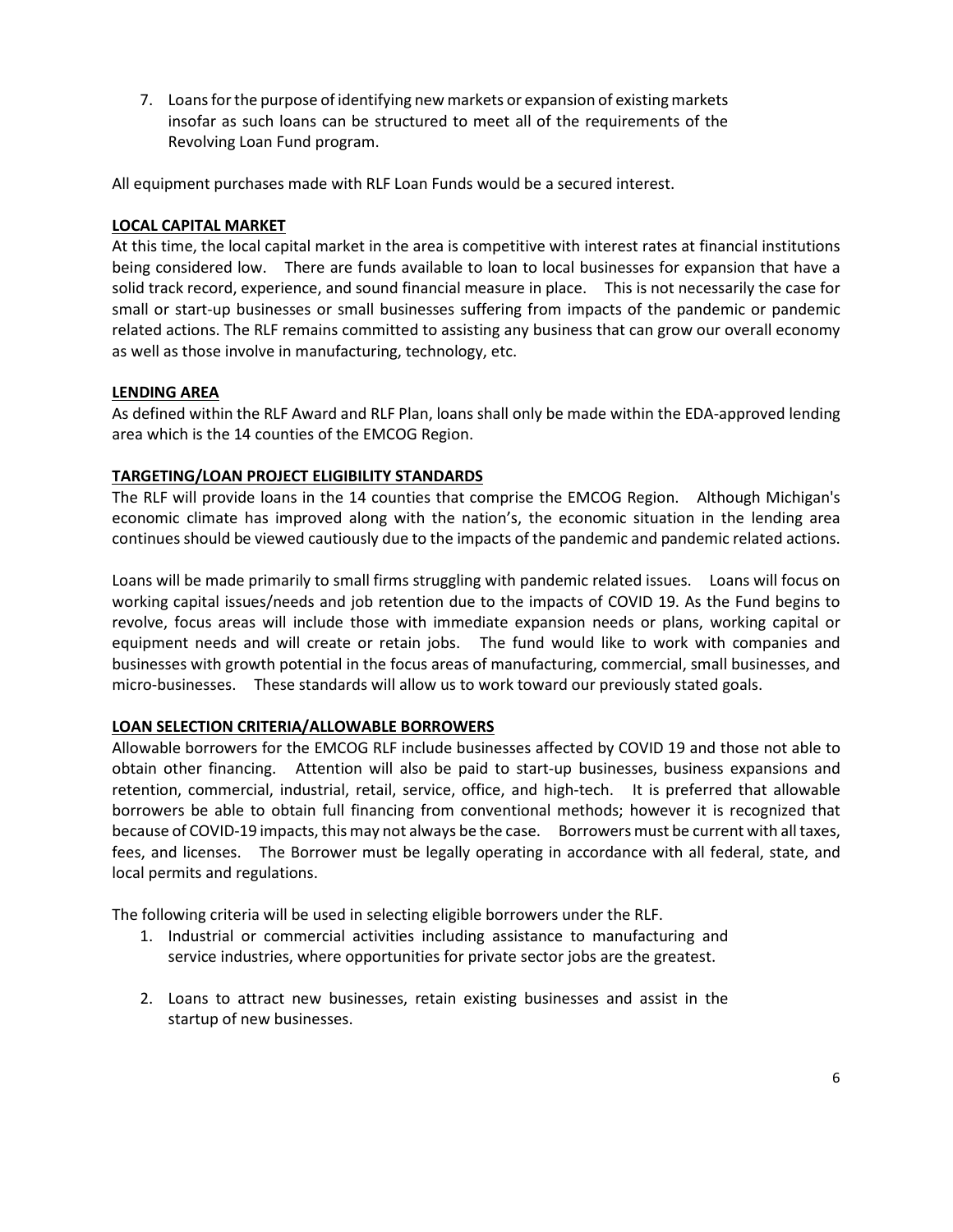7. Loans for the purpose of identifying new markets or expansion of existing markets insofar as such loans can be structured to meet all of the requirements of the Revolving Loan Fund program.

All equipment purchases made with RLF Loan Funds would be a secured interest.

## LOCAL CAPITAL MARKET

At this time, the local capital market in the area is competitive with interest rates at financial institutions being considered low. There are funds available to loan to local businesses for expansion that have a solid track record, experience, and sound financial measure in place. This is not necessarily the case for small or start-up businesses or small businesses suffering from impacts of the pandemic or pandemic related actions. The RLF remains committed to assisting any business that can grow our overall economy as well as those involve in manufacturing, technology, etc.

## LENDING AREA

As defined within the RLF Award and RLF Plan, loans shall only be made within the EDA-approved lending area which is the 14 counties of the EMCOG Region.

## TARGETING/LOAN PROJECT ELIGIBILITY STANDARDS

The RLF will provide loans in the 14 counties that comprise the EMCOG Region. Although Michigan's economic climate has improved along with the nation's, the economic situation in the lending area continues should be viewed cautiously due to the impacts of the pandemic and pandemic related actions.

Loans will be made primarily to small firms struggling with pandemic related issues. Loans will focus on working capital issues/needs and job retention due to the impacts of COVID 19. As the Fund begins to revolve, focus areas will include those with immediate expansion needs or plans, working capital or equipment needs and will create or retain jobs. The fund would like to work with companies and businesses with growth potential in the focus areas of manufacturing, commercial, small businesses, and micro-businesses. These standards will allow us to work toward our previously stated goals.

## LOAN SELECTION CRITERIA/ALLOWABLE BORROWERS

Allowable borrowers for the EMCOG RLF include businesses affected by COVID 19 and those not able to obtain other financing. Attention will also be paid to start-up businesses, business expansions and retention, commercial, industrial, retail, service, office, and high-tech. It is preferred that allowable borrowers be able to obtain full financing from conventional methods; however it is recognized that because of COVID-19 impacts, this may not always be the case. Borrowers must be current with all taxes, fees, and licenses. The Borrower must be legally operating in accordance with all federal, state, and local permits and regulations.

The following criteria will be used in selecting eligible borrowers under the RLF.

1. Industrial or commercial activities including assistance to manufacturing and service industries, where opportunities for private sector jobs are the greatest.

2. Loans to attract new businesses, retain existing businesses and assist in the startup of new businesses.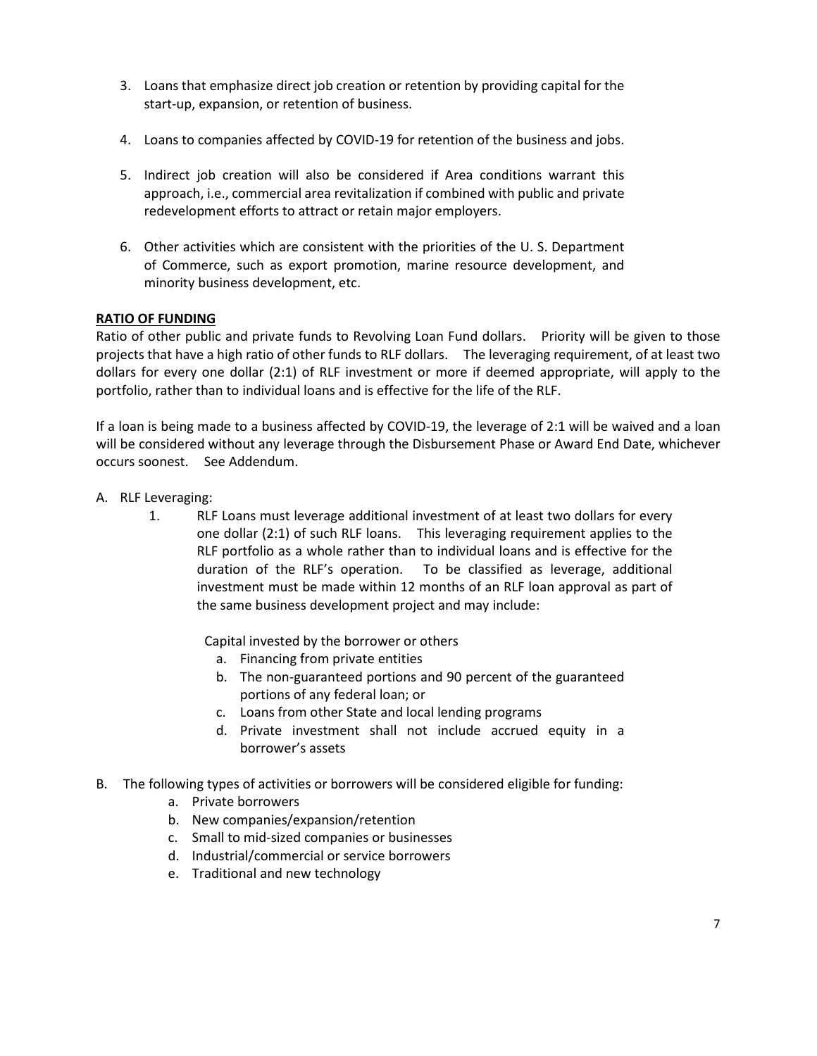3. Loans that emphasize direct job creation or retention by providing capital for the start-up, expansion, or retention of business.

4. Loans to companies affected by COVID-19 for retention of the business and jobs.

5. Indirect job creation will also be considered if Area conditions warrant this approach, i.e., commercial area revitalization if combined with public and private redevelopment efforts to attract or retain major employers.

6. Other activities which are consistent with the priorities of the U. S. Department of Commerce, such as export promotion, marine resource development, and minority business development, etc.

**RATIO OF FUNDING**

Ratio of other public and private funds to Revolving Loan Fund dollars. Priority will be given to those projects that have a high ratio of other funds to RLF dollars. The leveraging requirement, of at least two dollars for every one dollar (2:1) of RLF investment or more if deemed appropriate, will apply to the portfolio, rather than to individual loans and is effective for the life of the RLF.

If a loan is being made to a business affected by COVID-19, the leverage of 2:1 will be waived and a loan will be considered without any leverage through the Disbursement Phase or Award End Date, whichever occurs soonest. See Addendum.

A. RLF Leveraging:

1. RLF Loans must leverage additional investment of at least two dollars for every one dollar (2:1) of such RLF loans. This leveraging requirement applies to the RLF portfolio as a whole rather than to individual loans and is effective for the duration of the RLF's operation. To be classified as leverage, additional investment must be made within 12 months of an RLF loan approval as part of the same business development project and may include:

   Capital invested by the borrower or others

   a. Financing from private entities
   b. The non-guaranteed portions and 90 percent of the guaranteed portions of any federal loan; or
   c. Loans from other State and local lending programs
   d. Private investment shall not include accrued equity in a borrower's assets

B. The following types of activities or borrowers will be considered eligible for funding:

   a. Private borrowers
   b. New companies/expansion/retention
   c. Small to mid-sized companies or businesses
   d. Industrial/commercial or service borrowers
   e. Traditional and new technology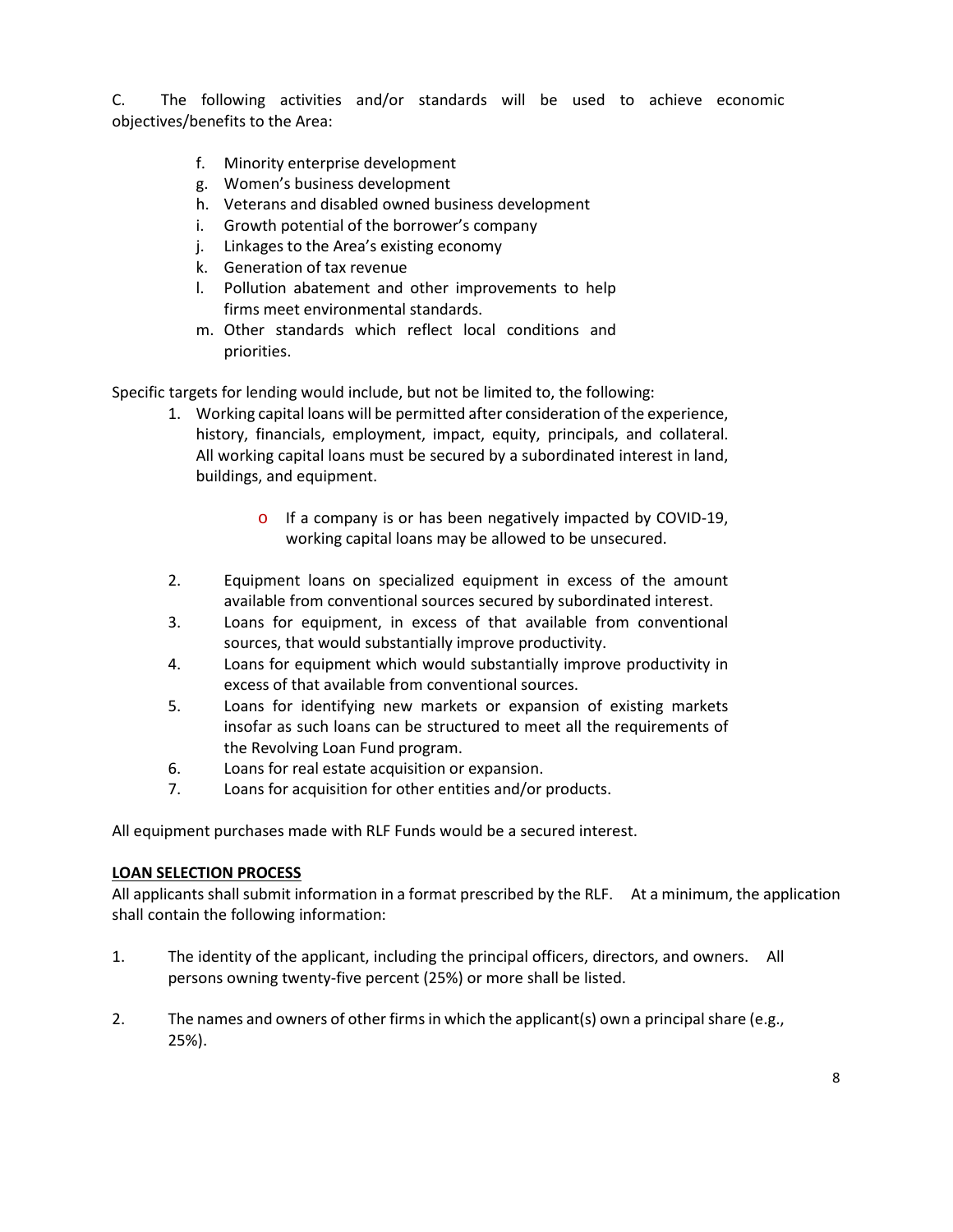C. The following activities and/or standards will be used to achieve economic objectives/benefits to the Area:

f. Minority enterprise development
g. Women's business development
h. Veterans and disabled owned business development
i. Growth potential of the borrower's company
j. Linkages to the Area's existing economy
k. Generation of tax revenue
l. Pollution abatement and other improvements to help firms meet environmental standards.
m. Other standards which reflect local conditions and priorities.

Specific targets for lending would include, but not be limited to, the following:

1. Working capital loans will be permitted after consideration of the experience, history, financials, employment, impact, equity, principals, and collateral. All working capital loans must be secured by a subordinated interest in land, buildings, and equipment.
   - If a company is or has been negatively impacted by COVID-19, working capital loans may be allowed to be unsecured.
2. Equipment loans on specialized equipment in excess of the amount available from conventional sources secured by subordinated interest.
3. Loans for equipment, in excess of that available from conventional sources, that would substantially improve productivity.
4. Loans for equipment which would substantially improve productivity in excess of that available from conventional sources.
5. Loans for identifying new markets or expansion of existing markets insofar as such loans can be structured to meet all the requirements of the Revolving Loan Fund program.
6. Loans for real estate acquisition or expansion.
7. Loans for acquisition for other entities and/or products.

All equipment purchases made with RLF Funds would be a secured interest.

**LOAN SELECTION PROCESS**

All applicants shall submit information in a format prescribed by the RLF. At a minimum, the application shall contain the following information:

1. The identity of the applicant, including the principal officers, directors, and owners. All persons owning twenty-five percent (25%) or more shall be listed.

2. The names and owners of other firms in which the applicant(s) own a principal share (e.g., 25%).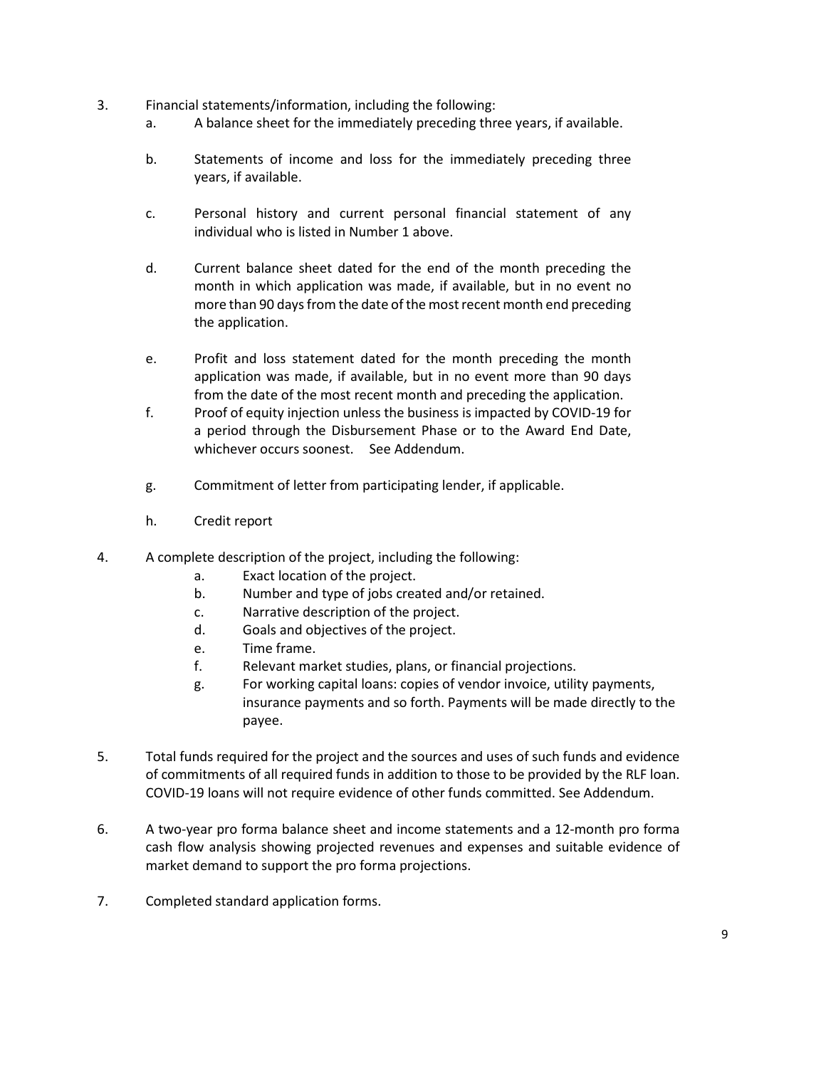3. Financial statements/information, including the following:
   a. A balance sheet for the immediately preceding three years, if available.

   b. Statements of income and loss for the immediately preceding three years, if available.

   c. Personal history and current personal financial statement of any individual who is listed in Number 1 above.

   d. Current balance sheet dated for the end of the month preceding the month in which application was made, if available, but in no event no more than 90 days from the date of the most recent month end preceding the application.

   e. Profit and loss statement dated for the month preceding the month application was made, if available, but in no event more than 90 days from the date of the most recent month and preceding the application.
   f. Proof of equity injection unless the business is impacted by COVID-19 for a period through the Disbursement Phase or to the Award End Date, whichever occurs soonest. See Addendum.

   g. Commitment of letter from participating lender, if applicable.

   h. Credit report

4. A complete description of the project, including the following:
   a. Exact location of the project.
   b. Number and type of jobs created and/or retained.
   c. Narrative description of the project.
   d. Goals and objectives of the project.
   e. Time frame.
   f. Relevant market studies, plans, or financial projections.
   g. For working capital loans: copies of vendor invoice, utility payments, insurance payments and so forth. Payments will be made directly to the payee.

5. Total funds required for the project and the sources and uses of such funds and evidence of commitments of all required funds in addition to those to be provided by the RLF loan. COVID-19 loans will not require evidence of other funds committed. See Addendum.

6. A two-year pro forma balance sheet and income statements and a 12-month pro forma cash flow analysis showing projected revenues and expenses and suitable evidence of market demand to support the pro forma projections.

7. Completed standard application forms.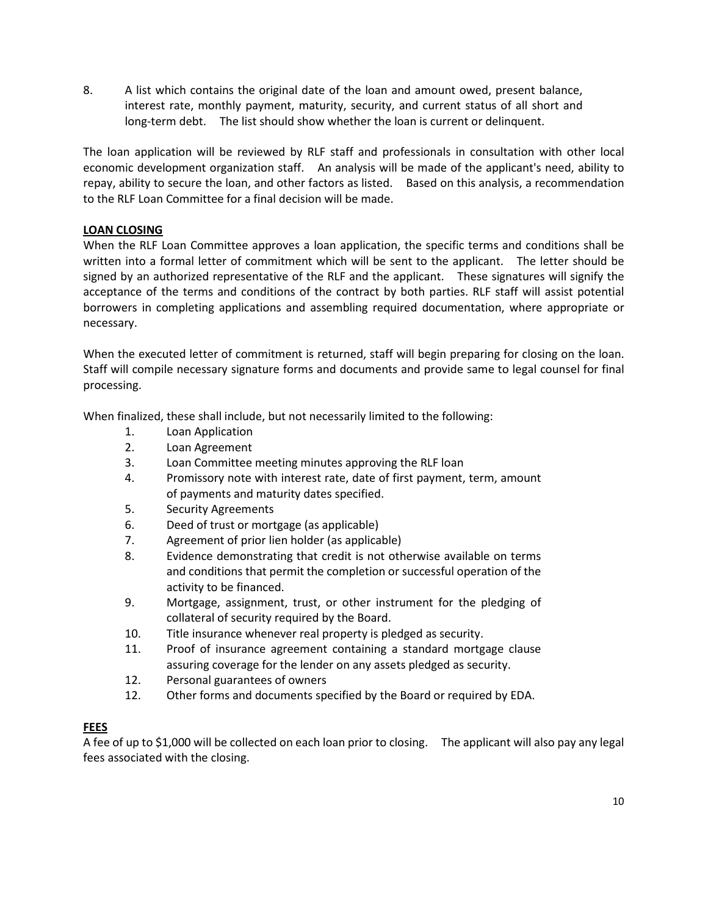8. A list which contains the original date of the loan and amount owed, present balance, interest rate, monthly payment, maturity, security, and current status of all short and long-term debt. The list should show whether the loan is current or delinquent.

The loan application will be reviewed by RLF staff and professionals in consultation with other local economic development organization staff. An analysis will be made of the applicant's need, ability to repay, ability to secure the loan, and other factors as listed. Based on this analysis, a recommendation to the RLF Loan Committee for a final decision will be made.

**LOAN CLOSING**

When the RLF Loan Committee approves a loan application, the specific terms and conditions shall be written into a formal letter of commitment which will be sent to the applicant. The letter should be signed by an authorized representative of the RLF and the applicant. These signatures will signify the acceptance of the terms and conditions of the contract by both parties. RLF staff will assist potential borrowers in completing applications and assembling required documentation, where appropriate or necessary.

When the executed letter of commitment is returned, staff will begin preparing for closing on the loan. Staff will compile necessary signature forms and documents and provide same to legal counsel for final processing.

When finalized, these shall include, but not necessarily limited to the following:

1. Loan Application
2. Loan Agreement
3. Loan Committee meeting minutes approving the RLF loan
4. Promissory note with interest rate, date of first payment, term, amount of payments and maturity dates specified.
5. Security Agreements
6. Deed of trust or mortgage (as applicable)
7. Agreement of prior lien holder (as applicable)
8. Evidence demonstrating that credit is not otherwise available on terms and conditions that permit the completion or successful operation of the activity to be financed.
9. Mortgage, assignment, trust, or other instrument for the pledging of collateral of security required by the Board.
10. Title insurance whenever real property is pledged as security.
11. Proof of insurance agreement containing a standard mortgage clause assuring coverage for the lender on any assets pledged as security.
12. Personal guarantees of owners
12. Other forms and documents specified by the Board or required by EDA.

**FEES**

A fee of up to $1,000 will be collected on each loan prior to closing. The applicant will also pay any legal fees associated with the closing.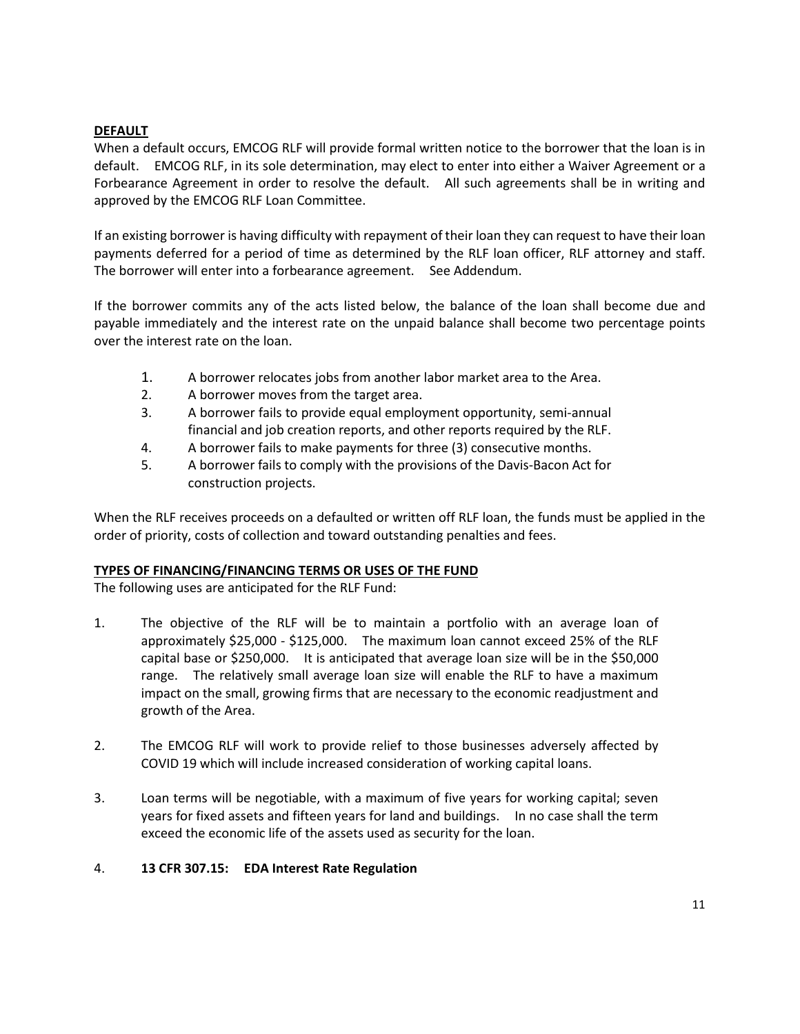## DEFAULT

When a default occurs, EMCOG RLF will provide formal written notice to the borrower that the loan is in default. EMCOG RLF, in its sole determination, may elect to enter into either a Waiver Agreement or a Forbearance Agreement in order to resolve the default. All such agreements shall be in writing and approved by the EMCOG RLF Loan Committee.

If an existing borrower is having difficulty with repayment of their loan they can request to have their loan payments deferred for a period of time as determined by the RLF loan officer, RLF attorney and staff. The borrower will enter into a forbearance agreement. See Addendum.

If the borrower commits any of the acts listed below, the balance of the loan shall become due and payable immediately and the interest rate on the unpaid balance shall become two percentage points over the interest rate on the loan.

1. A borrower relocates jobs from another labor market area to the Area.
2. A borrower moves from the target area.
3. A borrower fails to provide equal employment opportunity, semi-annual financial and job creation reports, and other reports required by the RLF.
4. A borrower fails to make payments for three (3) consecutive months.
5. A borrower fails to comply with the provisions of the Davis-Bacon Act for construction projects.

When the RLF receives proceeds on a defaulted or written off RLF loan, the funds must be applied in the order of priority, costs of collection and toward outstanding penalties and fees.

## TYPES OF FINANCING/FINANCING TERMS OR USES OF THE FUND

The following uses are anticipated for the RLF Fund:

1. The objective of the RLF will be to maintain a portfolio with an average loan of approximately $25,000 - $125,000. The maximum loan cannot exceed 25% of the RLF capital base or $250,000. It is anticipated that average loan size will be in the $50,000 range. The relatively small average loan size will enable the RLF to have a maximum impact on the small, growing firms that are necessary to the economic readjustment and growth of the Area.

2. The EMCOG RLF will work to provide relief to those businesses adversely affected by COVID 19 which will include increased consideration of working capital loans.

3. Loan terms will be negotiable, with a maximum of five years for working capital; seven years for fixed assets and fifteen years for land and buildings. In no case shall the term exceed the economic life of the assets used as security for the loan.

4. **13 CFR 307.15: EDA Interest Rate Regulation**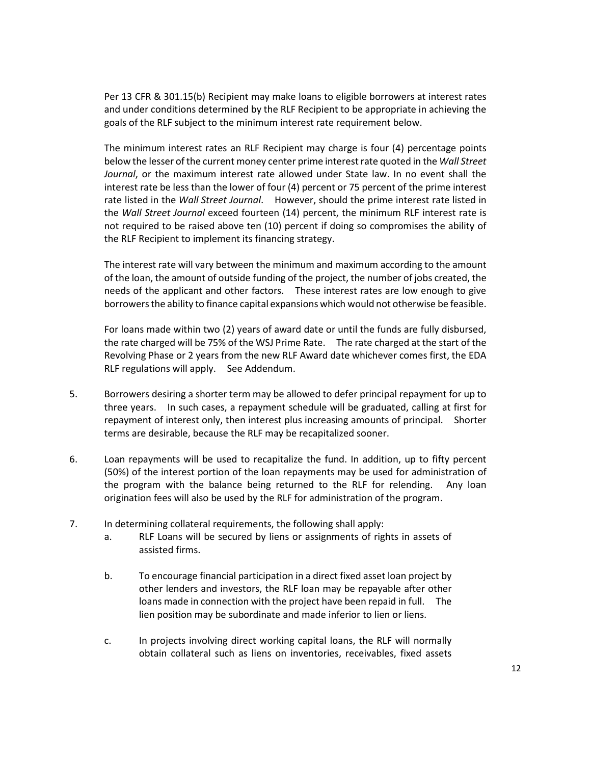Per 13 CFR & 301.15(b) Recipient may make loans to eligible borrowers at interest rates and under conditions determined by the RLF Recipient to be appropriate in achieving the goals of the RLF subject to the minimum interest rate requirement below.

The minimum interest rates an RLF Recipient may charge is four (4) percentage points below the lesser of the current money center prime interest rate quoted in the *Wall Street Journal*, or the maximum interest rate allowed under State law. In no event shall the interest rate be less than the lower of four (4) percent or 75 percent of the prime interest rate listed in the *Wall Street Journal*. However, should the prime interest rate listed in the *Wall Street Journal* exceed fourteen (14) percent, the minimum RLF interest rate is not required to be raised above ten (10) percent if doing so compromises the ability of the RLF Recipient to implement its financing strategy.

The interest rate will vary between the minimum and maximum according to the amount of the loan, the amount of outside funding of the project, the number of jobs created, the needs of the applicant and other factors. These interest rates are low enough to give borrowers the ability to finance capital expansions which would not otherwise be feasible.

For loans made within two (2) years of award date or until the funds are fully disbursed, the rate charged will be 75% of the WSJ Prime Rate. The rate charged at the start of the Revolving Phase or 2 years from the new RLF Award date whichever comes first, the EDA RLF regulations will apply. See Addendum.

5. Borrowers desiring a shorter term may be allowed to defer principal repayment for up to three years. In such cases, a repayment schedule will be graduated, calling at first for repayment of interest only, then interest plus increasing amounts of principal. Shorter terms are desirable, because the RLF may be recapitalized sooner.

6. Loan repayments will be used to recapitalize the fund. In addition, up to fifty percent (50%) of the interest portion of the loan repayments may be used for administration of the program with the balance being returned to the RLF for relending. Any loan origination fees will also be used by the RLF for administration of the program.

7. In determining collateral requirements, the following shall apply:
   a. RLF Loans will be secured by liens or assignments of rights in assets of assisted firms.

   b. To encourage financial participation in a direct fixed asset loan project by other lenders and investors, the RLF loan may be repayable after other loans made in connection with the project have been repaid in full. The lien position may be subordinate and made inferior to lien or liens.

   c. In projects involving direct working capital loans, the RLF will normally obtain collateral such as liens on inventories, receivables, fixed assets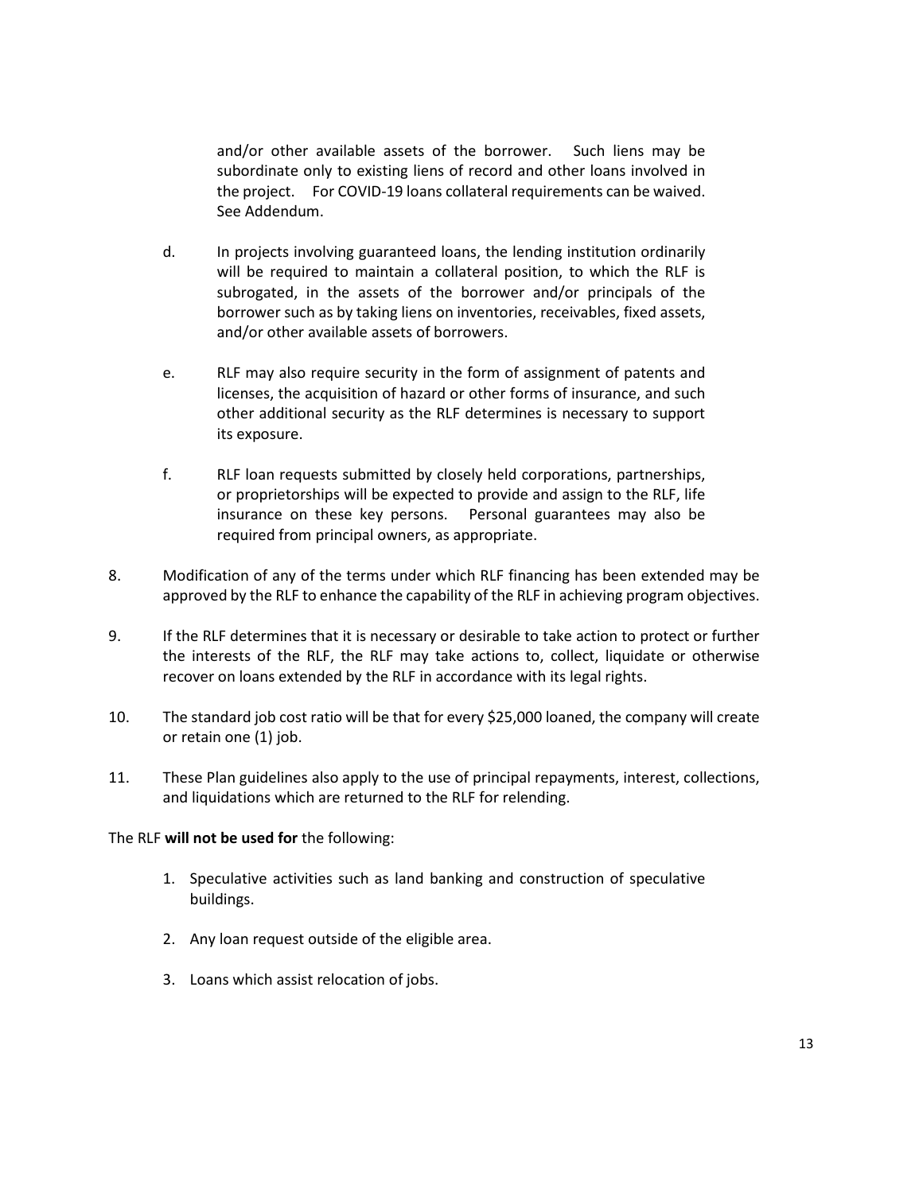and/or other available assets of the borrower. Such liens may be subordinate only to existing liens of record and other loans involved in the project. For COVID-19 loans collateral requirements can be waived. See Addendum.

d. In projects involving guaranteed loans, the lending institution ordinarily will be required to maintain a collateral position, to which the RLF is subrogated, in the assets of the borrower and/or principals of the borrower such as by taking liens on inventories, receivables, fixed assets, and/or other available assets of borrowers.

e. RLF may also require security in the form of assignment of patents and licenses, the acquisition of hazard or other forms of insurance, and such other additional security as the RLF determines is necessary to support its exposure.

f. RLF loan requests submitted by closely held corporations, partnerships, or proprietorships will be expected to provide and assign to the RLF, life insurance on these key persons. Personal guarantees may also be required from principal owners, as appropriate.

8. Modification of any of the terms under which RLF financing has been extended may be approved by the RLF to enhance the capability of the RLF in achieving program objectives.

9. If the RLF determines that it is necessary or desirable to take action to protect or further the interests of the RLF, the RLF may take actions to, collect, liquidate or otherwise recover on loans extended by the RLF in accordance with its legal rights.

10. The standard job cost ratio will be that for every $25,000 loaned, the company will create or retain one (1) job.

11. These Plan guidelines also apply to the use of principal repayments, interest, collections, and liquidations which are returned to the RLF for relending.

The RLF **will not be used for** the following:

1. Speculative activities such as land banking and construction of speculative buildings.
2. Any loan request outside of the eligible area.
3. Loans which assist relocation of jobs.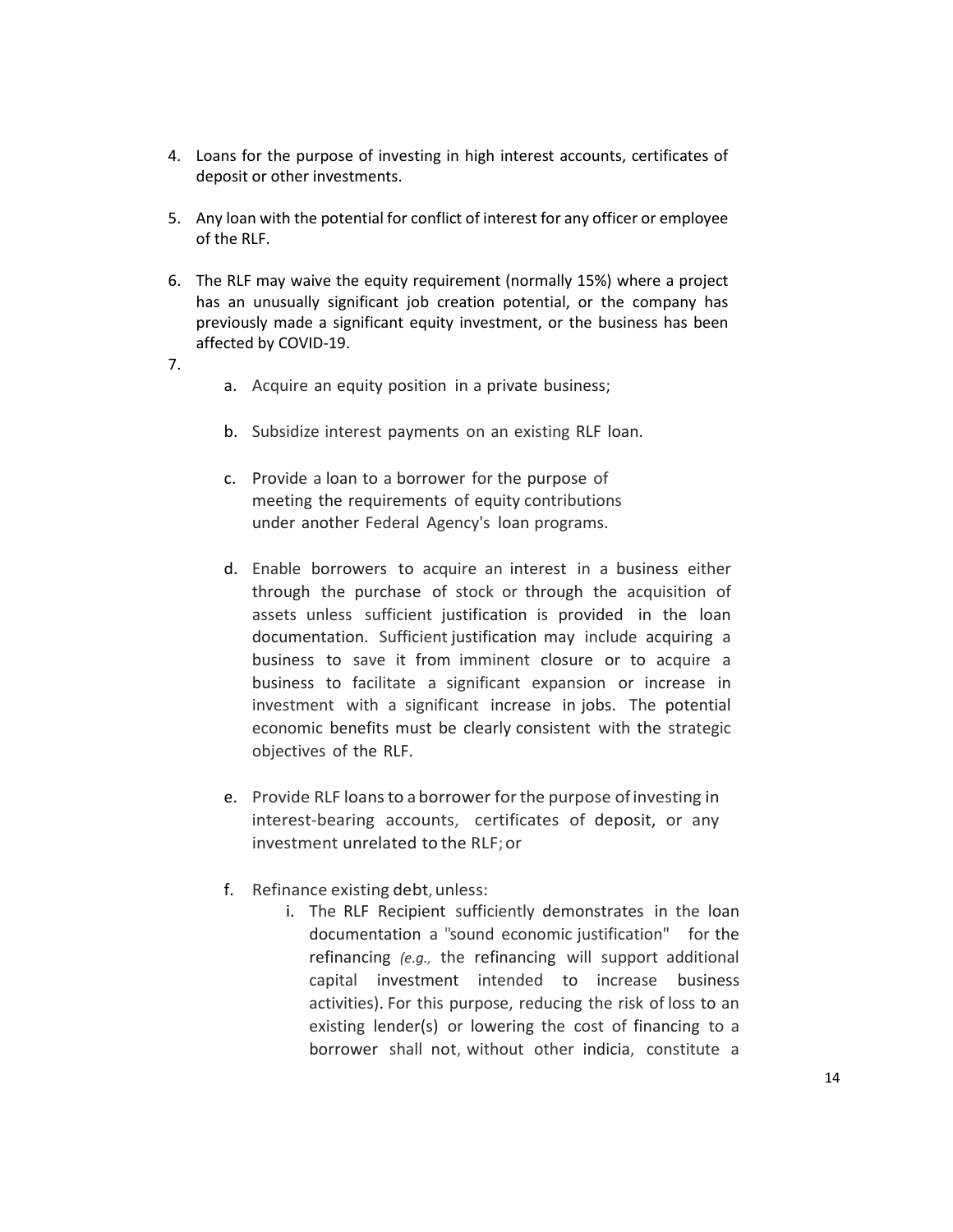4. Loans for the purpose of investing in high interest accounts, certificates of deposit or other investments.

5. Any loan with the potential for conflict of interest for any officer or employee of the RLF.

6. The RLF may waive the equity requirement (normally 15%) where a project has an unusually significant job creation potential, or the company has previously made a significant equity investment, or the business has been affected by COVID-19.

7.
   a. Acquire an equity position in a private business;

   b. Subsidize interest payments on an existing RLF loan.

   c. Provide a loan to a borrower for the purpose of meeting the requirements of equity contributions under another Federal Agency's loan programs.

   d. Enable borrowers to acquire an interest in a business either through the purchase of stock or through the acquisition of assets unless sufficient justification is provided in the loan documentation. Sufficient justification may include acquiring a business to save it from imminent closure or to acquire a business to facilitate a significant expansion or increase in investment with a significant increase in jobs. The potential economic benefits must be clearly consistent with the strategic objectives of the RLF.

   e. Provide RLF loans to a borrower for the purpose of investing in interest-bearing accounts, certificates of deposit, or any investment unrelated to the RLF; or

   f. Refinance existing debt, unless:
      i. The RLF Recipient sufficiently demonstrates in the loan documentation a "sound economic justification" for the refinancing *(e.g.,* the refinancing will support additional capital investment intended to increase business activities). For this purpose, reducing the risk of loss to an existing lender(s) or lowering the cost of financing to a borrower shall not, without other indicia, constitute a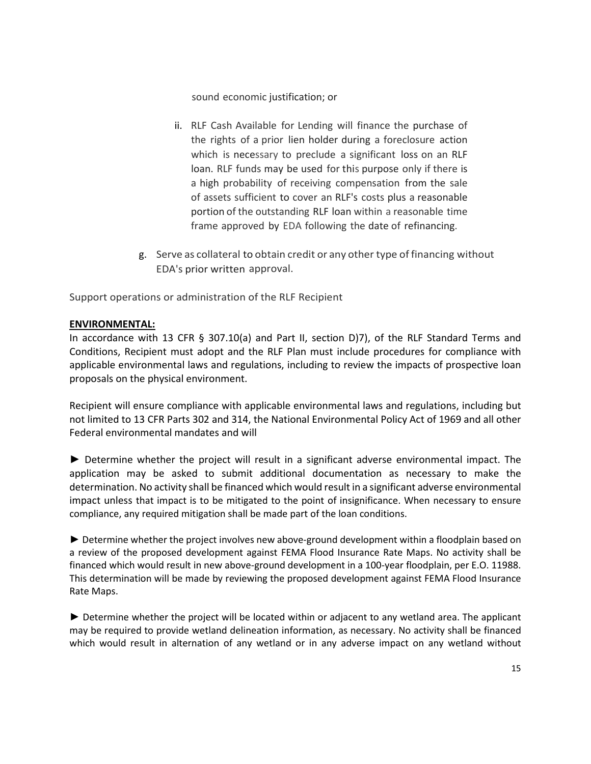sound economic justification; or

ii. RLF Cash Available for Lending will finance the purchase of the rights of a prior lien holder during a foreclosure action which is necessary to preclude a significant loss on an RLF loan. RLF funds may be used for this purpose only if there is a high probability of receiving compensation from the sale of assets sufficient to cover an RLF's costs plus a reasonable portion of the outstanding RLF loan within a reasonable time frame approved by EDA following the date of refinancing.

g. Serve as collateral to obtain credit or any other type of financing without EDA's prior written approval.

Support operations or administration of the RLF Recipient

**ENVIRONMENTAL:**

In accordance with 13 CFR § 307.10(a) and Part II, section D)7), of the RLF Standard Terms and Conditions, Recipient must adopt and the RLF Plan must include procedures for compliance with applicable environmental laws and regulations, including to review the impacts of prospective loan proposals on the physical environment.

Recipient will ensure compliance with applicable environmental laws and regulations, including but not limited to 13 CFR Parts 302 and 314, the National Environmental Policy Act of 1969 and all other Federal environmental mandates and will

► Determine whether the project will result in a significant adverse environmental impact. The application may be asked to submit additional documentation as necessary to make the determination. No activity shall be financed which would result in a significant adverse environmental impact unless that impact is to be mitigated to the point of insignificance. When necessary to ensure compliance, any required mitigation shall be made part of the loan conditions.

► Determine whether the project involves new above-ground development within a floodplain based on a review of the proposed development against FEMA Flood Insurance Rate Maps. No activity shall be financed which would result in new above-ground development in a 100-year floodplain, per E.O. 11988. This determination will be made by reviewing the proposed development against FEMA Flood Insurance Rate Maps.

► Determine whether the project will be located within or adjacent to any wetland area. The applicant may be required to provide wetland delineation information, as necessary. No activity shall be financed which would result in alternation of any wetland or in any adverse impact on any wetland without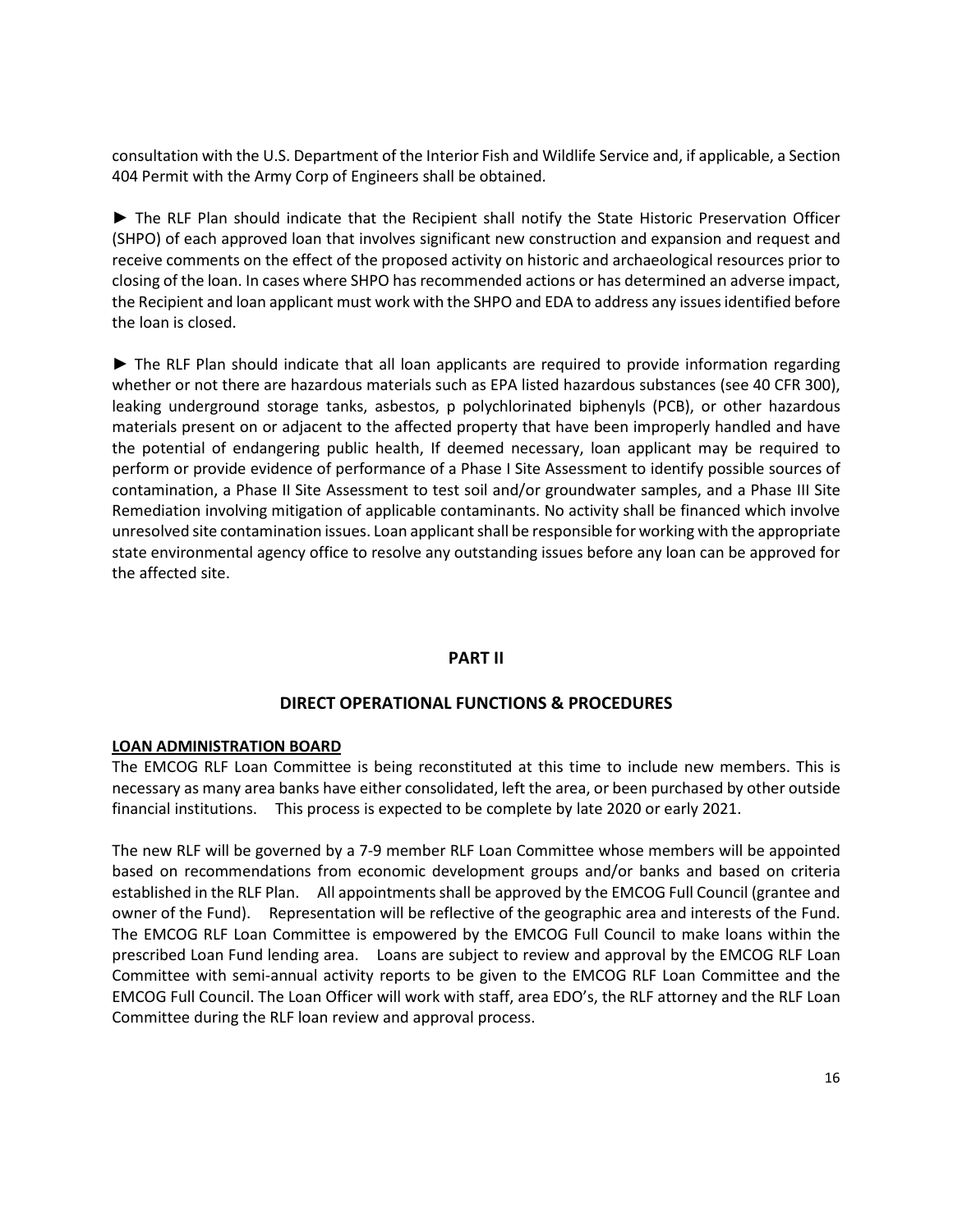consultation with the U.S. Department of the Interior Fish and Wildlife Service and, if applicable, a Section 404 Permit with the Army Corp of Engineers shall be obtained.

► The RLF Plan should indicate that the Recipient shall notify the State Historic Preservation Officer (SHPO) of each approved loan that involves significant new construction and expansion and request and receive comments on the effect of the proposed activity on historic and archaeological resources prior to closing of the loan. In cases where SHPO has recommended actions or has determined an adverse impact, the Recipient and loan applicant must work with the SHPO and EDA to address any issues identified before the loan is closed.

► The RLF Plan should indicate that all loan applicants are required to provide information regarding whether or not there are hazardous materials such as EPA listed hazardous substances (see 40 CFR 300), leaking underground storage tanks, asbestos, p polychlorinated biphenyls (PCB), or other hazardous materials present on or adjacent to the affected property that have been improperly handled and have the potential of endangering public health, If deemed necessary, loan applicant may be required to perform or provide evidence of performance of a Phase I Site Assessment to identify possible sources of contamination, a Phase II Site Assessment to test soil and/or groundwater samples, and a Phase III Site Remediation involving mitigation of applicable contaminants. No activity shall be financed which involve unresolved site contamination issues. Loan applicant shall be responsible for working with the appropriate state environmental agency office to resolve any outstanding issues before any loan can be approved for the affected site.

## PART II

## DIRECT OPERATIONAL FUNCTIONS & PROCEDURES

**LOAN ADMINISTRATION BOARD**

The EMCOG RLF Loan Committee is being reconstituted at this time to include new members. This is necessary as many area banks have either consolidated, left the area, or been purchased by other outside financial institutions. This process is expected to be complete by late 2020 or early 2021.

The new RLF will be governed by a 7-9 member RLF Loan Committee whose members will be appointed based on recommendations from economic development groups and/or banks and based on criteria established in the RLF Plan. All appointments shall be approved by the EMCOG Full Council (grantee and owner of the Fund). Representation will be reflective of the geographic area and interests of the Fund. The EMCOG RLF Loan Committee is empowered by the EMCOG Full Council to make loans within the prescribed Loan Fund lending area. Loans are subject to review and approval by the EMCOG RLF Loan Committee with semi-annual activity reports to be given to the EMCOG RLF Loan Committee and the EMCOG Full Council. The Loan Officer will work with staff, area EDO's, the RLF attorney and the RLF Loan Committee during the RLF loan review and approval process.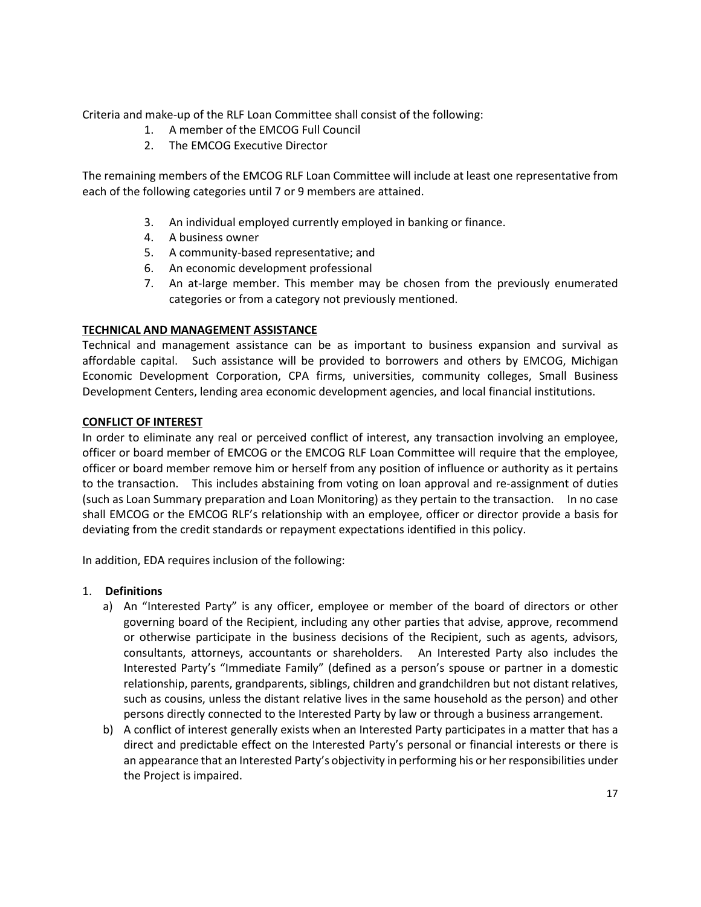Criteria and make-up of the RLF Loan Committee shall consist of the following:

1. A member of the EMCOG Full Council
2. The EMCOG Executive Director

The remaining members of the EMCOG RLF Loan Committee will include at least one representative from each of the following categories until 7 or 9 members are attained.

3. An individual employed currently employed in banking or finance.
4. A business owner
5. A community-based representative; and
6. An economic development professional
7. An at-large member. This member may be chosen from the previously enumerated categories or from a category not previously mentioned.

**TECHNICAL AND MANAGEMENT ASSISTANCE**

Technical and management assistance can be as important to business expansion and survival as affordable capital. Such assistance will be provided to borrowers and others by EMCOG, Michigan Economic Development Corporation, CPA firms, universities, community colleges, Small Business Development Centers, lending area economic development agencies, and local financial institutions.

**CONFLICT OF INTEREST**

In order to eliminate any real or perceived conflict of interest, any transaction involving an employee, officer or board member of EMCOG or the EMCOG RLF Loan Committee will require that the employee, officer or board member remove him or herself from any position of influence or authority as it pertains to the transaction. This includes abstaining from voting on loan approval and re-assignment of duties (such as Loan Summary preparation and Loan Monitoring) as they pertain to the transaction. In no case shall EMCOG or the EMCOG RLF's relationship with an employee, officer or director provide a basis for deviating from the credit standards or repayment expectations identified in this policy.

In addition, EDA requires inclusion of the following:

1. **Definitions**
   a) An "Interested Party" is any officer, employee or member of the board of directors or other governing board of the Recipient, including any other parties that advise, approve, recommend or otherwise participate in the business decisions of the Recipient, such as agents, advisors, consultants, attorneys, accountants or shareholders. An Interested Party also includes the Interested Party's "Immediate Family" (defined as a person's spouse or partner in a domestic relationship, parents, grandparents, siblings, children and grandchildren but not distant relatives, such as cousins, unless the distant relative lives in the same household as the person) and other persons directly connected to the Interested Party by law or through a business arrangement.
   b) A conflict of interest generally exists when an Interested Party participates in a matter that has a direct and predictable effect on the Interested Party's personal or financial interests or there is an appearance that an Interested Party's objectivity in performing his or her responsibilities under the Project is impaired.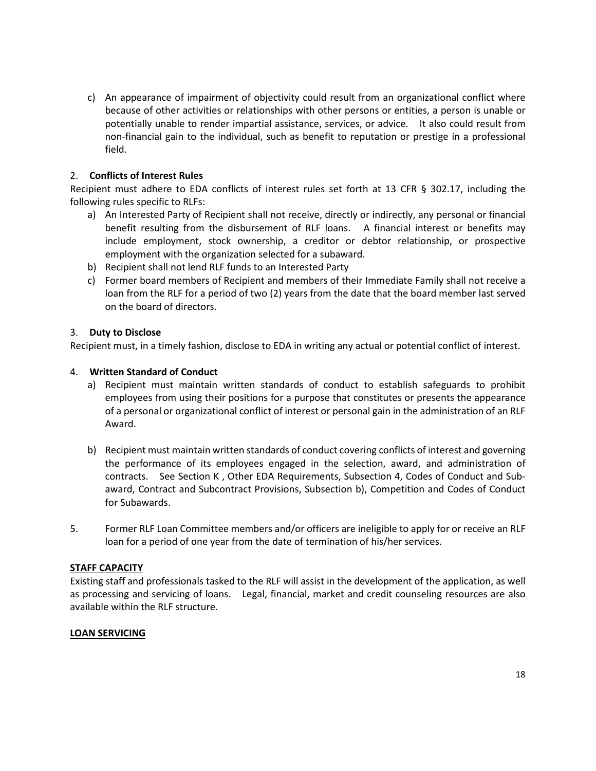c) An appearance of impairment of objectivity could result from an organizational conflict where because of other activities or relationships with other persons or entities, a person is unable or potentially unable to render impartial assistance, services, or advice. It also could result from non-financial gain to the individual, such as benefit to reputation or prestige in a professional field.

2. **Conflicts of Interest Rules**

Recipient must adhere to EDA conflicts of interest rules set forth at 13 CFR § 302.17, including the following rules specific to RLFs:

a) An Interested Party of Recipient shall not receive, directly or indirectly, any personal or financial benefit resulting from the disbursement of RLF loans. A financial interest or benefits may include employment, stock ownership, a creditor or debtor relationship, or prospective employment with the organization selected for a subaward.
b) Recipient shall not lend RLF funds to an Interested Party
c) Former board members of Recipient and members of their Immediate Family shall not receive a loan from the RLF for a period of two (2) years from the date that the board member last served on the board of directors.

3. **Duty to Disclose**

Recipient must, in a timely fashion, disclose to EDA in writing any actual or potential conflict of interest.

4. **Written Standard of Conduct**

a) Recipient must maintain written standards of conduct to establish safeguards to prohibit employees from using their positions for a purpose that constitutes or presents the appearance of a personal or organizational conflict of interest or personal gain in the administration of an RLF Award.

b) Recipient must maintain written standards of conduct covering conflicts of interest and governing the performance of its employees engaged in the selection, award, and administration of contracts. See Section K , Other EDA Requirements, Subsection 4, Codes of Conduct and Sub-award, Contract and Subcontract Provisions, Subsection b), Competition and Codes of Conduct for Subawards.

5. Former RLF Loan Committee members and/or officers are ineligible to apply for or receive an RLF loan for a period of one year from the date of termination of his/her services.

**STAFF CAPACITY**

Existing staff and professionals tasked to the RLF will assist in the development of the application, as well as processing and servicing of loans. Legal, financial, market and credit counseling resources are also available within the RLF structure.

**LOAN SERVICING**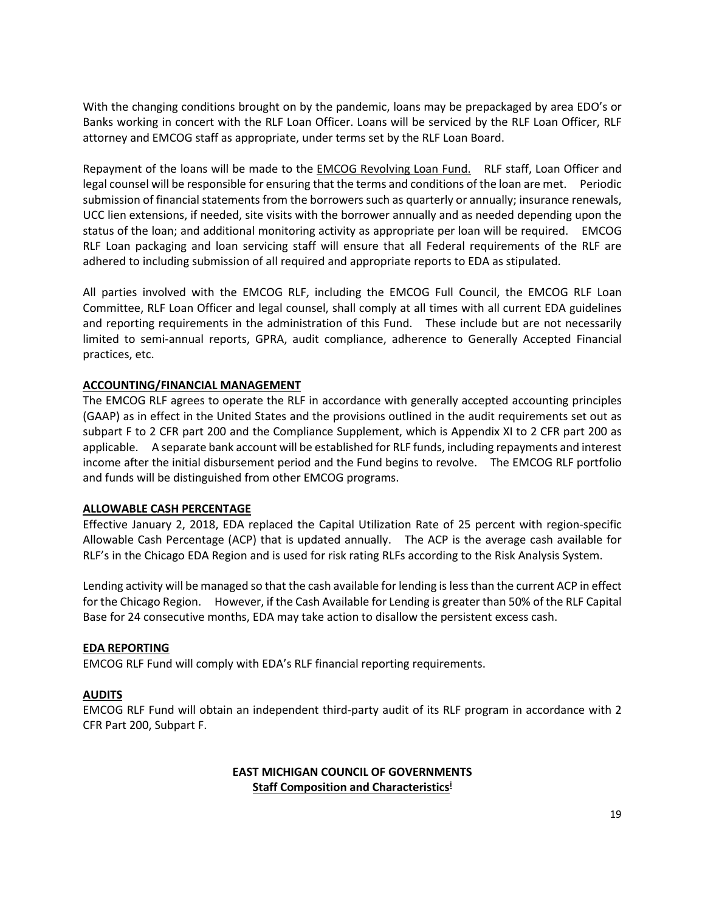With the changing conditions brought on by the pandemic, loans may be prepackaged by area EDO's or Banks working in concert with the RLF Loan Officer. Loans will be serviced by the RLF Loan Officer, RLF attorney and EMCOG staff as appropriate, under terms set by the RLF Loan Board.

Repayment of the loans will be made to the EMCOG Revolving Loan Fund. RLF staff, Loan Officer and legal counsel will be responsible for ensuring that the terms and conditions of the loan are met. Periodic submission of financial statements from the borrowers such as quarterly or annually; insurance renewals, UCC lien extensions, if needed, site visits with the borrower annually and as needed depending upon the status of the loan; and additional monitoring activity as appropriate per loan will be required. EMCOG RLF Loan packaging and loan servicing staff will ensure that all Federal requirements of the RLF are adhered to including submission of all required and appropriate reports to EDA as stipulated.

All parties involved with the EMCOG RLF, including the EMCOG Full Council, the EMCOG RLF Loan Committee, RLF Loan Officer and legal counsel, shall comply at all times with all current EDA guidelines and reporting requirements in the administration of this Fund. These include but are not necessarily limited to semi-annual reports, GPRA, audit compliance, adherence to Generally Accepted Financial practices, etc.

**ACCOUNTING/FINANCIAL MANAGEMENT**

The EMCOG RLF agrees to operate the RLF in accordance with generally accepted accounting principles (GAAP) as in effect in the United States and the provisions outlined in the audit requirements set out as subpart F to 2 CFR part 200 and the Compliance Supplement, which is Appendix XI to 2 CFR part 200 as applicable. A separate bank account will be established for RLF funds, including repayments and interest income after the initial disbursement period and the Fund begins to revolve. The EMCOG RLF portfolio and funds will be distinguished from other EMCOG programs.

**ALLOWABLE CASH PERCENTAGE**

Effective January 2, 2018, EDA replaced the Capital Utilization Rate of 25 percent with region-specific Allowable Cash Percentage (ACP) that is updated annually. The ACP is the average cash available for RLF's in the Chicago EDA Region and is used for risk rating RLFs according to the Risk Analysis System.

Lending activity will be managed so that the cash available for lending is less than the current ACP in effect for the Chicago Region. However, if the Cash Available for Lending is greater than 50% of the RLF Capital Base for 24 consecutive months, EDA may take action to disallow the persistent excess cash.

**EDA REPORTING**

EMCOG RLF Fund will comply with EDA's RLF financial reporting requirements.

**AUDITS**

EMCOG RLF Fund will obtain an independent third-party audit of its RLF program in accordance with 2 CFR Part 200, Subpart F.

**EAST MICHIGAN COUNCIL OF GOVERNMENTS**

**Staff Composition and Characteristics**[i]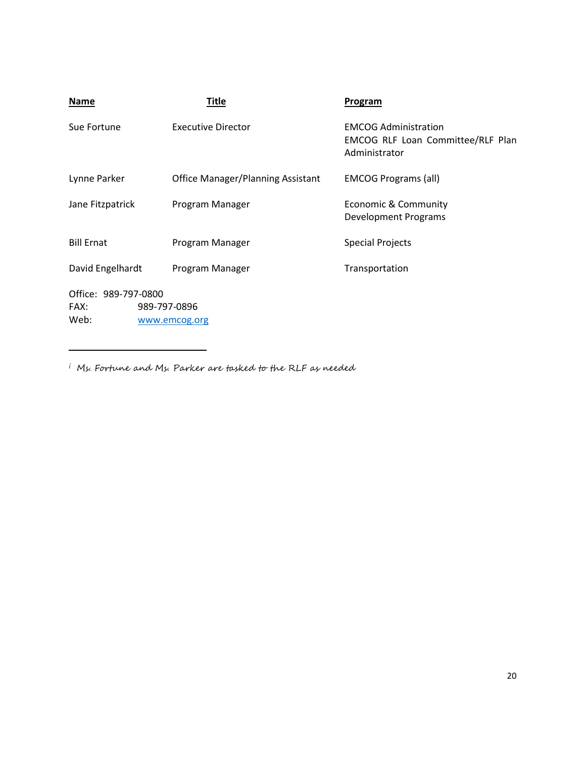| Name | Title | Program |
|---|---|---|
| Sue Fortune | Executive Director | EMCOG Administration<br>EMCOG RLF Loan Committee/RLF Plan Administrator |
| Lynne Parker | Office Manager/Planning Assistant | EMCOG Programs (all) |
| Jane Fitzpatrick | Program Manager | Economic & Community Development Programs |
| Bill Ernat | Program Manager | Special Projects |
| David Engelhardt | Program Manager | Transportation |

Office: 989-797-0800
FAX: 989-797-0896
Web: [www.emcog.org](http://www.emcog.org)

---

[i] Ms. Fortune and Ms. Parker are tasked to the RLF as needed